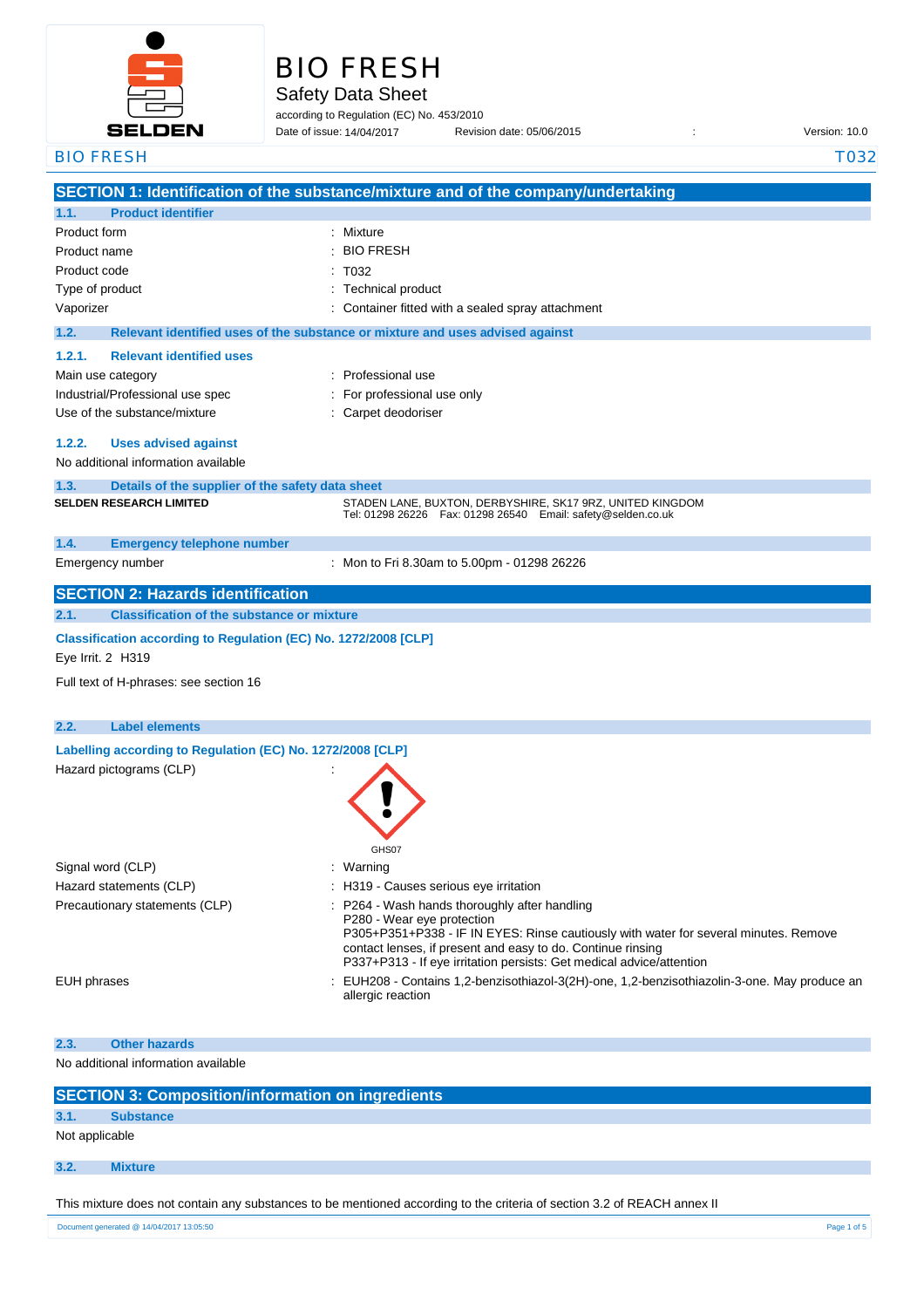# BIO FRESH

## Safety Data Sheet

according to Regulation (EC) No. 453/2010

Date of issue: 14/04/2017 Revision date: 05/06/2015 : Version: 10.0

## SECTION 1: Identification of the substance/mixture and of the company/undertaking

### 1.1. Product identifier

| | |
|---|---|
| Product form | : Mixture |
| Product name | : BIO FRESH |
| Product code | : T032 |
| Type of product | : Technical product |
| Vaporizer | : Container fitted with a sealed spray attachment |

### 1.2. Relevant identified uses of the substance or mixture and uses advised against

#### 1.2.1. Relevant identified uses

| | |
|---|---|
| Main use category | : Professional use |
| Industrial/Professional use spec | : For professional use only |
| Use of the substance/mixture | : Carpet deodoriser |

#### 1.2.2. Uses advised against

No additional information available

### 1.3. Details of the supplier of the safety data sheet

**SELDEN RESEARCH LIMITED**

STADEN LANE, BUXTON, DERBYSHIRE, SK17 9RZ, UNITED KINGDOM
Tel: 01298 26226 Fax: 01298 26540 Email: safety@selden.co.uk

### 1.4. Emergency telephone number

| | |
|---|---|
| Emergency number | : Mon to Fri 8.30am to 5.00pm - 01298 26226 |

## SECTION 2: Hazards identification

### 2.1. Classification of the substance or mixture

**Classification according to Regulation (EC) No. 1272/2008 [CLP]**

Eye Irrit. 2 H319

Full text of H-phrases: see section 16

### 2.2. Label elements

**Labelling according to Regulation (EC) No. 1272/2008 [CLP]**

Hazard pictograms (CLP) :

GHS07

| | |
|---|---|
| Signal word (CLP) | : Warning |
| Hazard statements (CLP) | : H319 - Causes serious eye irritation |
| Precautionary statements (CLP) | : P264 - Wash hands thoroughly after handling<br>P280 - Wear eye protection<br>P305+P351+P338 - IF IN EYES: Rinse cautiously with water for several minutes. Remove contact lenses, if present and easy to do. Continue rinsing<br>P337+P313 - If eye irritation persists: Get medical advice/attention |
| EUH phrases | : EUH208 - Contains 1,2-benzisothiazol-3(2H)-one, 1,2-benzisothiazolin-3-one. May produce an allergic reaction |

### 2.3. Other hazards

No additional information available

## SECTION 3: Composition/information on ingredients

### 3.1. Substance

Not applicable

### 3.2. Mixture

This mixture does not contain any substances to be mentioned according to the criteria of section 3.2 of REACH annex II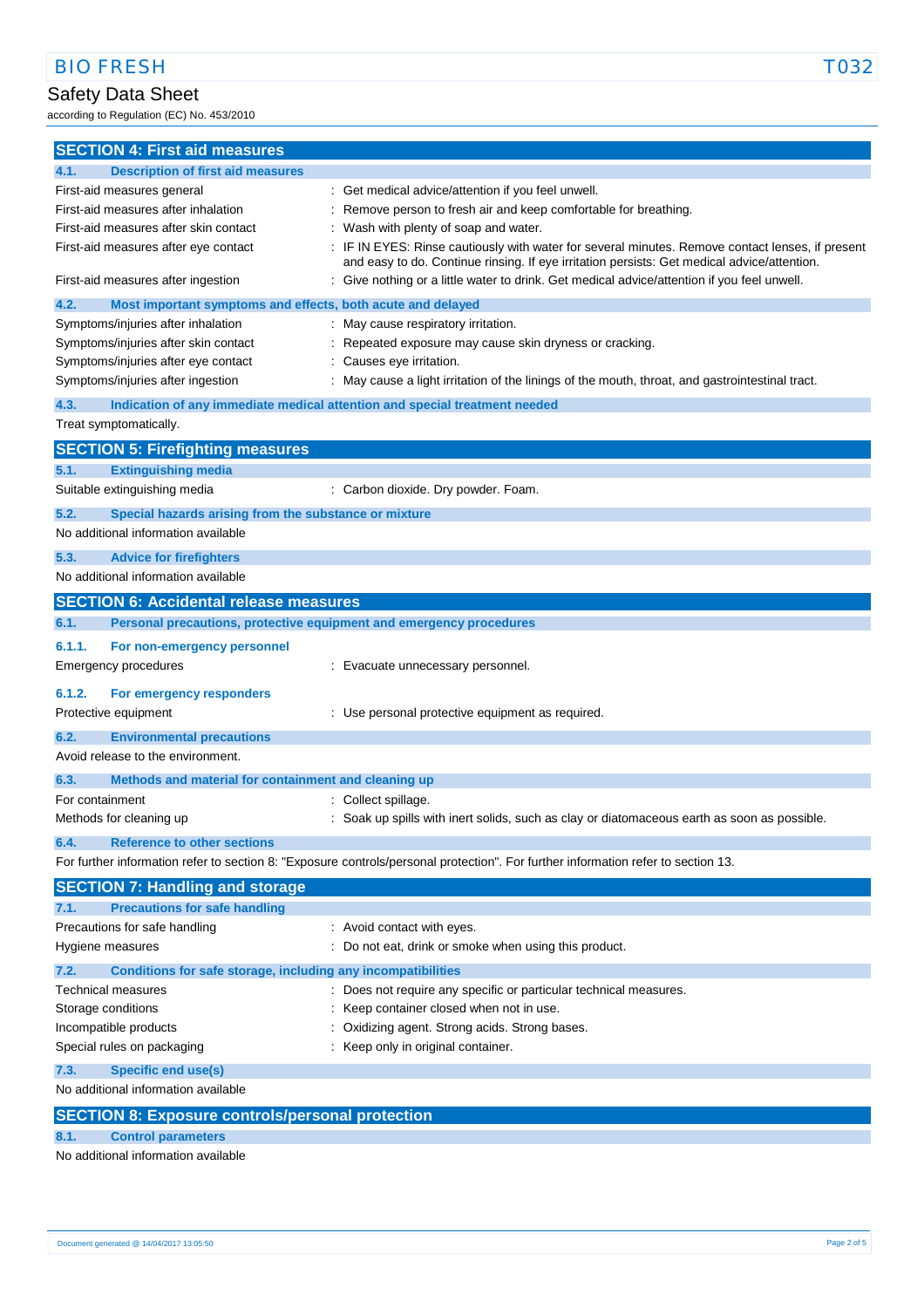## SECTION 4: First aid measures

### 4.1. Description of first aid measures

| | |
|---|---|
| First-aid measures general | : Get medical advice/attention if you feel unwell. |
| First-aid measures after inhalation | : Remove person to fresh air and keep comfortable for breathing. |
| First-aid measures after skin contact | : Wash with plenty of soap and water. |
| First-aid measures after eye contact | : IF IN EYES: Rinse cautiously with water for several minutes. Remove contact lenses, if present and easy to do. Continue rinsing. If eye irritation persists: Get medical advice/attention. |
| First-aid measures after ingestion | : Give nothing or a little water to drink. Get medical advice/attention if you feel unwell. |

### 4.2. Most important symptoms and effects, both acute and delayed

| | |
|---|---|
| Symptoms/injuries after inhalation | : May cause respiratory irritation. |
| Symptoms/injuries after skin contact | : Repeated exposure may cause skin dryness or cracking. |
| Symptoms/injuries after eye contact | : Causes eye irritation. |
| Symptoms/injuries after ingestion | : May cause a light irritation of the linings of the mouth, throat, and gastrointestinal tract. |

### 4.3. Indication of any immediate medical attention and special treatment needed

Treat symptomatically.

## SECTION 5: Firefighting measures

### 5.1. Extinguishing media

| | |
|---|---|
| Suitable extinguishing media | : Carbon dioxide. Dry powder. Foam. |

### 5.2. Special hazards arising from the substance or mixture

No additional information available

### 5.3. Advice for firefighters

No additional information available

## SECTION 6: Accidental release measures

### 6.1. Personal precautions, protective equipment and emergency procedures

#### 6.1.1. For non-emergency personnel

| | |
|---|---|
| Emergency procedures | : Evacuate unnecessary personnel. |

#### 6.1.2. For emergency responders

| | |
|---|---|
| Protective equipment | : Use personal protective equipment as required. |

### 6.2. Environmental precautions

Avoid release to the environment.

### 6.3. Methods and material for containment and cleaning up

| | |
|---|---|
| For containment | : Collect spillage. |
| Methods for cleaning up | : Soak up spills with inert solids, such as clay or diatomaceous earth as soon as possible. |

### 6.4. Reference to other sections

For further information refer to section 8: "Exposure controls/personal protection". For further information refer to section 13.

## SECTION 7: Handling and storage

### 7.1. Precautions for safe handling

| | |
|---|---|
| Precautions for safe handling | : Avoid contact with eyes. |
| Hygiene measures | : Do not eat, drink or smoke when using this product. |

### 7.2. Conditions for safe storage, including any incompatibilities

| | |
|---|---|
| Technical measures | : Does not require any specific or particular technical measures. |
| Storage conditions | : Keep container closed when not in use. |
| Incompatible products | : Oxidizing agent. Strong acids. Strong bases. |
| Special rules on packaging | : Keep only in original container. |

### 7.3. Specific end use(s)

No additional information available

## SECTION 8: Exposure controls/personal protection

### 8.1. Control parameters

No additional information available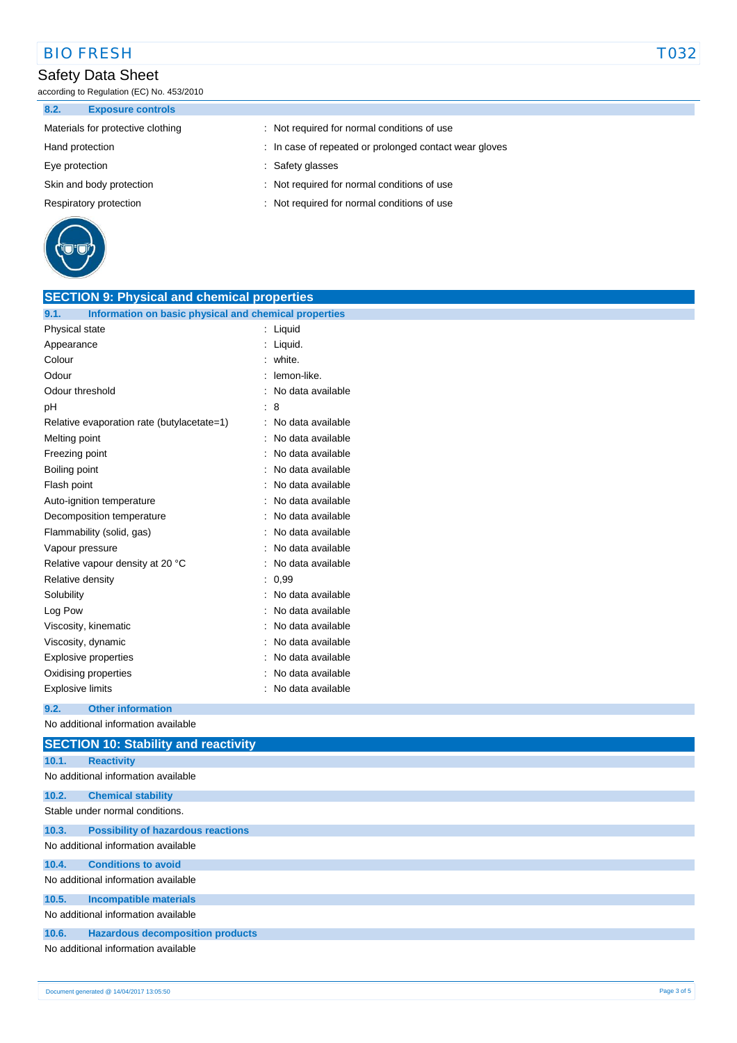### 8.2. Exposure controls

| | |
|---|---|
| Materials for protective clothing | : Not required for normal conditions of use |
| Hand protection | : In case of repeated or prolonged contact wear gloves |
| Eye protection | : Safety glasses |
| Skin and body protection | : Not required for normal conditions of use |
| Respiratory protection | : Not required for normal conditions of use |

## SECTION 9: Physical and chemical properties

### 9.1. Information on basic physical and chemical properties

| | |
|---|---|
| Physical state | : Liquid |
| Appearance | : Liquid. |
| Colour | : white. |
| Odour | : lemon-like. |
| Odour threshold | : No data available |
| pH | : 8 |
| Relative evaporation rate (butylacetate=1) | : No data available |
| Melting point | : No data available |
| Freezing point | : No data available |
| Boiling point | : No data available |
| Flash point | : No data available |
| Auto-ignition temperature | : No data available |
| Decomposition temperature | : No data available |
| Flammability (solid, gas) | : No data available |
| Vapour pressure | : No data available |
| Relative vapour density at 20 °C | : No data available |
| Relative density | : 0,99 |
| Solubility | : No data available |
| Log Pow | : No data available |
| Viscosity, kinematic | : No data available |
| Viscosity, dynamic | : No data available |
| Explosive properties | : No data available |
| Oxidising properties | : No data available |
| Explosive limits | : No data available |

### 9.2. Other information

No additional information available

## SECTION 10: Stability and reactivity

### 10.1. Reactivity

No additional information available

### 10.2. Chemical stability

Stable under normal conditions.

### 10.3. Possibility of hazardous reactions

No additional information available

### 10.4. Conditions to avoid

No additional information available

### 10.5. Incompatible materials

No additional information available

### 10.6. Hazardous decomposition products

No additional information available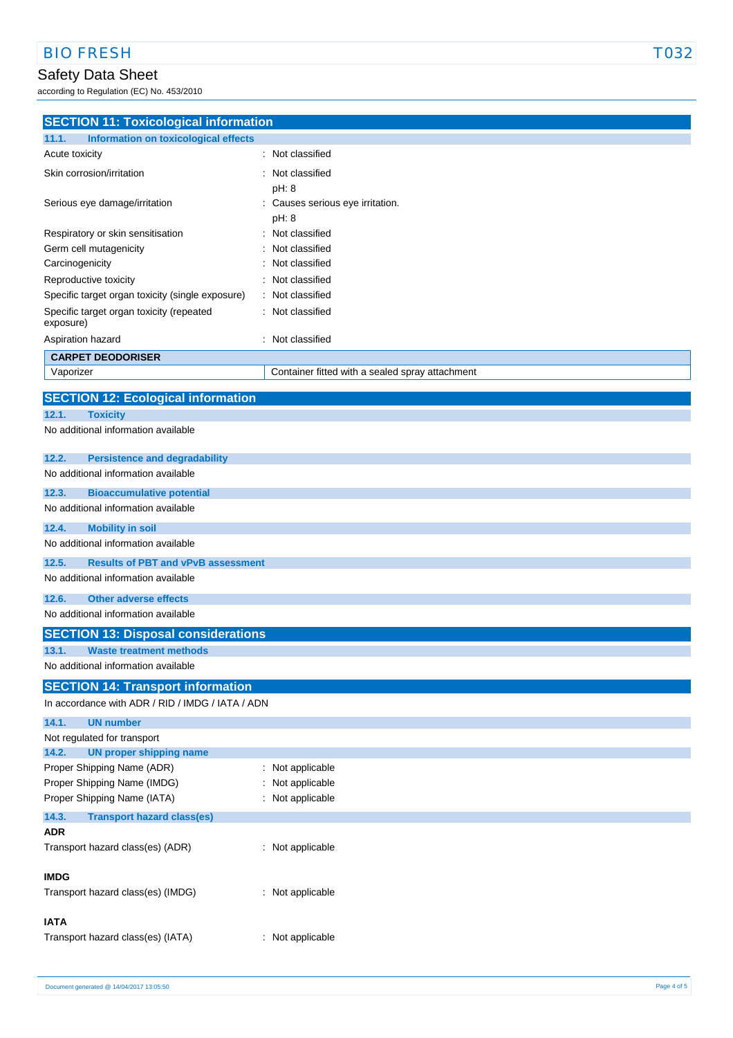## SECTION 11: Toxicological information

### 11.1. Information on toxicological effects

| | |
|---|---|
| Acute toxicity | : Not classified |
| Skin corrosion/irritation | : Not classified<br>pH: 8 |
| Serious eye damage/irritation | : Causes serious eye irritation.<br>pH: 8 |
| Respiratory or skin sensitisation | : Not classified |
| Germ cell mutagenicity | : Not classified |
| Carcinogenicity | : Not classified |
| Reproductive toxicity | : Not classified |
| Specific target organ toxicity (single exposure) | : Not classified |
| Specific target organ toxicity (repeated exposure) | : Not classified |
| Aspiration hazard | : Not classified |

| CARPET DEODORISER | |
|---|---|
| Vaporizer | Container fitted with a sealed spray attachment |

## SECTION 12: Ecological information

### 12.1. Toxicity

No additional information available

### 12.2. Persistence and degradability

No additional information available

### 12.3. Bioaccumulative potential

No additional information available

### 12.4. Mobility in soil

No additional information available

### 12.5. Results of PBT and vPvB assessment

No additional information available

### 12.6. Other adverse effects

No additional information available

## SECTION 13: Disposal considerations

### 13.1. Waste treatment methods

No additional information available

## SECTION 14: Transport information

In accordance with ADR / RID / IMDG / IATA / ADN

### 14.1. UN number

Not regulated for transport

### 14.2. UN proper shipping name

| | |
|---|---|
| Proper Shipping Name (ADR) | : Not applicable |
| Proper Shipping Name (IMDG) | : Not applicable |
| Proper Shipping Name (IATA) | : Not applicable |

### 14.3. Transport hazard class(es)

**ADR**

| | |
|---|---|
| Transport hazard class(es) (ADR) | : Not applicable |

**IMDG**

| | |
|---|---|
| Transport hazard class(es) (IMDG) | : Not applicable |

**IATA**

| | |
|---|---|
| Transport hazard class(es) (IATA) | : Not applicable |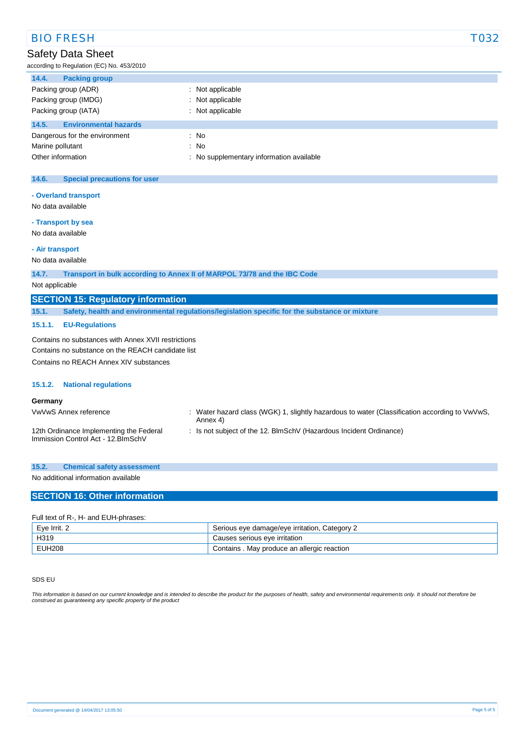### 14.4. Packing group

| | |
|---|---|
| Packing group (ADR) | : Not applicable |
| Packing group (IMDG) | : Not applicable |
| Packing group (IATA) | : Not applicable |

### 14.5. Environmental hazards

| | |
|---|---|
| Dangerous for the environment | : No |
| Marine pollutant | : No |
| Other information | : No supplementary information available |

### 14.6. Special precautions for user

**- Overland transport**

No data available

**- Transport by sea**

No data available

**- Air transport**

No data available

### 14.7. Transport in bulk according to Annex II of MARPOL 73/78 and the IBC Code

Not applicable

## SECTION 15: Regulatory information

### 15.1. Safety, health and environmental regulations/legislation specific for the substance or mixture

#### 15.1.1. EU-Regulations

Contains no substances with Annex XVII restrictions

Contains no substance on the REACH candidate list

Contains no REACH Annex XIV substances

#### 15.1.2. National regulations

**Germany**

| | |
|---|---|
| VwVwS Annex reference | : Water hazard class (WGK) 1, slightly hazardous to water (Classification according to VwVwS, Annex 4) |
| 12th Ordinance Implementing the Federal Immission Control Act - 12.BImSchV | : Is not subject of the 12. BlmSchV (Hazardous Incident Ordinance) |

### 15.2. Chemical safety assessment

No additional information available

## SECTION 16: Other information

Full text of R-, H- and EUH-phrases:

| | |
|---|---|
| Eye Irrit. 2 | Serious eye damage/eye irritation, Category 2 |
| H319 | Causes serious eye irritation |
| EUH208 | Contains . May produce an allergic reaction |

SDS EU

*This information is based on our current knowledge and is intended to describe the product for the purposes of health, safety and environmental requirements only. It should not therefore be construed as guaranteeing any specific property of the product*